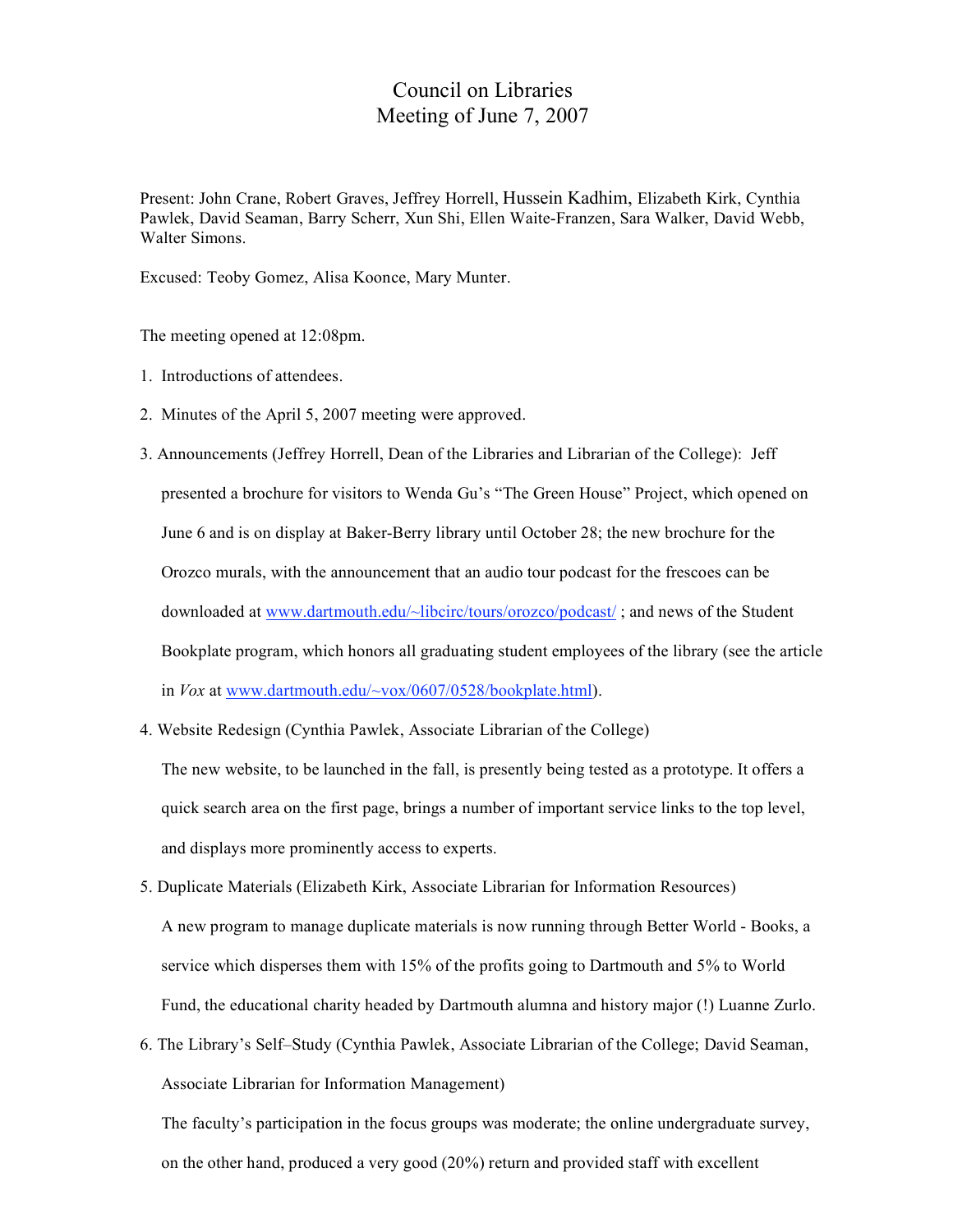# Council on Libraries
## Meeting of June 7, 2007

Present: John Crane, Robert Graves, Jeffrey Horrell, Hussein Kadhim, Elizabeth Kirk, Cynthia Pawlek, David Seaman, Barry Scherr, Xun Shi, Ellen Waite-Franzen, Sara Walker, David Webb, Walter Simons.

Excused: Teoby Gomez, Alisa Koonce, Mary Munter.

The meeting opened at 12:08pm.

1. Introductions of attendees.

2. Minutes of the April 5, 2007 meeting were approved.

3. Announcements (Jeffrey Horrell, Dean of the Libraries and Librarian of the College): Jeff presented a brochure for visitors to Wenda Gu's "The Green House" Project, which opened on June 6 and is on display at Baker-Berry library until October 28; the new brochure for the Orozco murals, with the announcement that an audio tour podcast for the frescoes can be downloaded at [www.dartmouth.edu/~libcirc/tours/orozco/podcast/](www.dartmouth.edu/~libcirc/tours/orozco/podcast/) ; and news of the Student Bookplate program, which honors all graduating student employees of the library (see the article in *Vox* at [www.dartmouth.edu/~vox/0607/0528/bookplate.html](www.dartmouth.edu/~vox/0607/0528/bookplate.html)).

4. Website Redesign (Cynthia Pawlek, Associate Librarian of the College)

   The new website, to be launched in the fall, is presently being tested as a prototype. It offers a quick search area on the first page, brings a number of important service links to the top level, and displays more prominently access to experts.

5. Duplicate Materials (Elizabeth Kirk, Associate Librarian for Information Resources)

   A new program to manage duplicate materials is now running through Better World - Books, a service which disperses them with 15% of the profits going to Dartmouth and 5% to World Fund, the educational charity headed by Dartmouth alumna and history major (!) Luanne Zurlo.

6. The Library's Self–Study (Cynthia Pawlek, Associate Librarian of the College; David Seaman, Associate Librarian for Information Management)

   The faculty's participation in the focus groups was moderate; the online undergraduate survey, on the other hand, produced a very good (20%) return and provided staff with excellent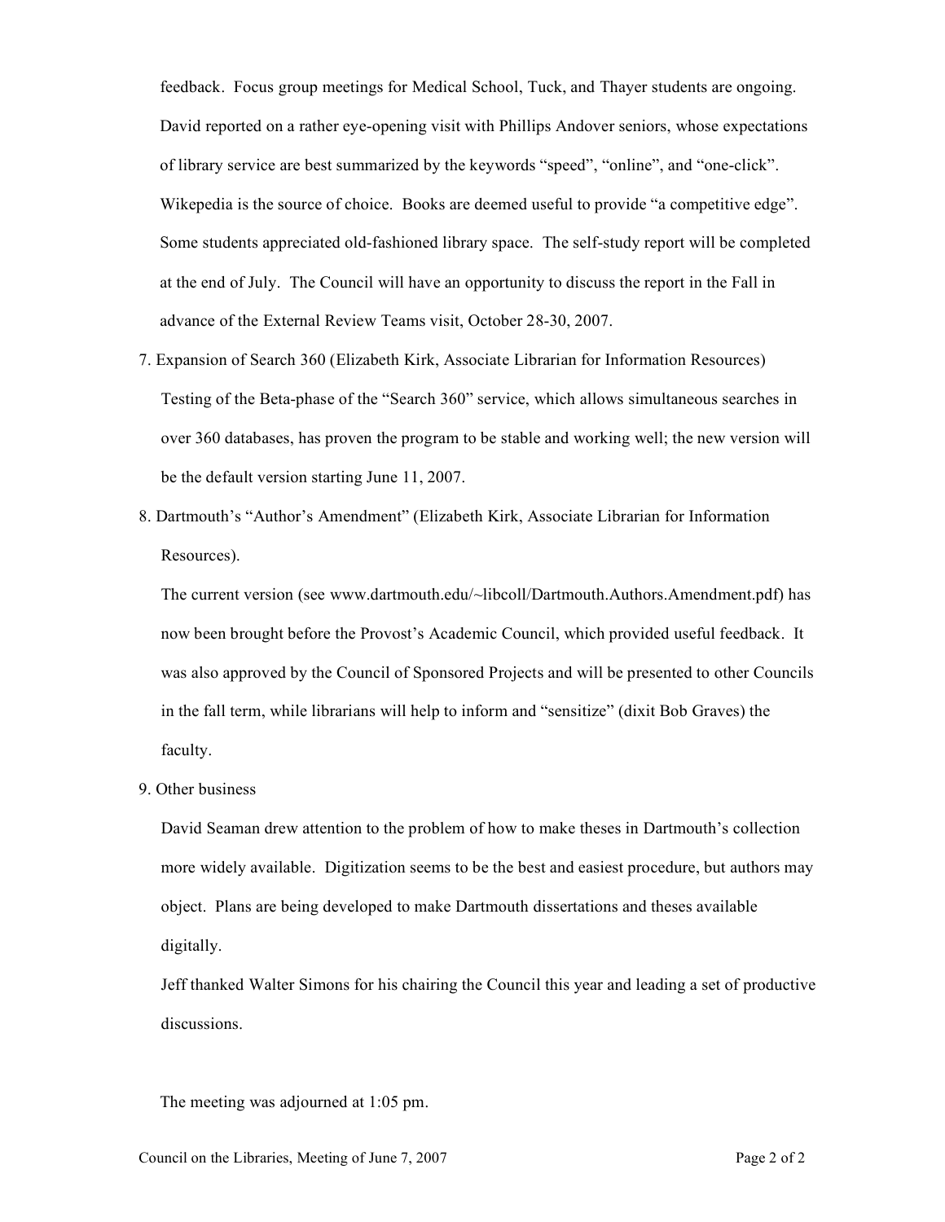feedback. Focus group meetings for Medical School, Tuck, and Thayer students are ongoing. David reported on a rather eye-opening visit with Phillips Andover seniors, whose expectations of library service are best summarized by the keywords "speed", "online", and "one-click". Wikepedia is the source of choice. Books are deemed useful to provide "a competitive edge". Some students appreciated old-fashioned library space. The self-study report will be completed at the end of July. The Council will have an opportunity to discuss the report in the Fall in advance of the External Review Teams visit, October 28-30, 2007.

7. Expansion of Search 360 (Elizabeth Kirk, Associate Librarian for Information Resources)

   Testing of the Beta-phase of the "Search 360" service, which allows simultaneous searches in over 360 databases, has proven the program to be stable and working well; the new version will be the default version starting June 11, 2007.

8. Dartmouth's "Author's Amendment" (Elizabeth Kirk, Associate Librarian for Information Resources).

   The current version (see www.dartmouth.edu/~libcoll/Dartmouth.Authors.Amendment.pdf) has now been brought before the Provost's Academic Council, which provided useful feedback. It was also approved by the Council of Sponsored Projects and will be presented to other Councils in the fall term, while librarians will help to inform and "sensitize" (dixit Bob Graves) the faculty.

9. Other business

   David Seaman drew attention to the problem of how to make theses in Dartmouth's collection more widely available. Digitization seems to be the best and easiest procedure, but authors may object. Plans are being developed to make Dartmouth dissertations and theses available digitally.

   Jeff thanked Walter Simons for his chairing the Council this year and leading a set of productive discussions.

The meeting was adjourned at 1:05 pm.